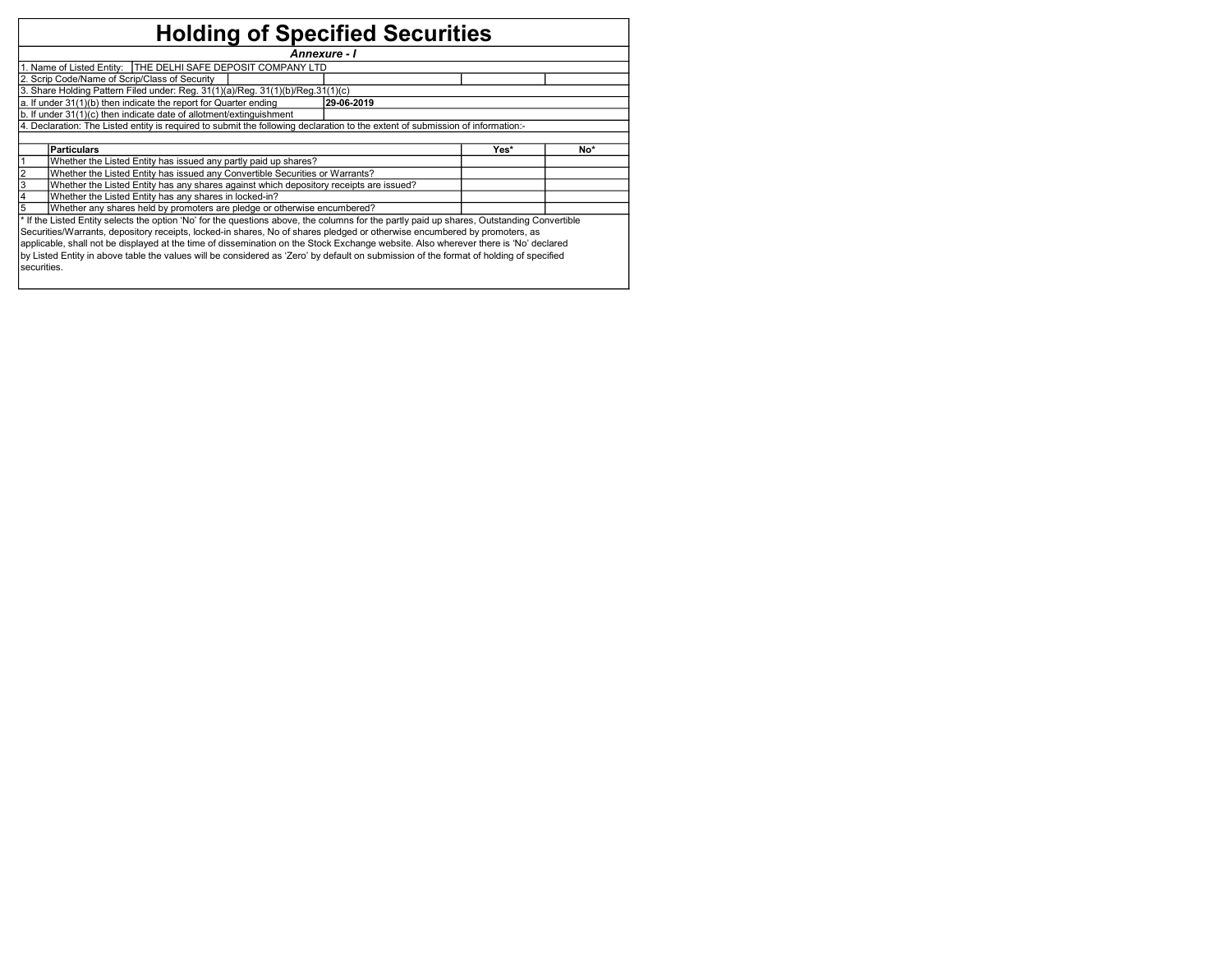# Holding of Specified Securities

***Annexure - I***

| | | | |
|---|---|---|---|
| 1. Name of Listed Entity: | THE DELHI SAFE DEPOSIT COMPANY LTD | | |
| 2. Scrip Code/Name of Scrip/Class of Security | | | |
| 3. Share Holding Pattern Filed under: Reg. 31(1)(a)/Reg. 31(1)(b)/Reg.31(1)(c) | | | |
| a. If under 31(1)(b) then indicate the report for Quarter ending | **29-06-2019** | | |
| b. If under 31(1)(c) then indicate date of allotment/extinguishment | | | |

4. Declaration: The Listed entity is required to submit the following declaration to the extent of submission of information:-

| | **Particulars** | **Yes*** | **No*** |
|---|---|---|---|
| 1 | Whether the Listed Entity has issued any partly paid up shares? | | |
| 2 | Whether the Listed Entity has issued any Convertible Securities or Warrants? | | |
| 3 | Whether the Listed Entity has any shares against which depository receipts are issued? | | |
| 4 | Whether the Listed Entity has any shares in locked-in? | | |
| 5 | Whether any shares held by promoters are pledge or otherwise encumbered? | | |

* If the Listed Entity selects the option 'No' for the questions above, the columns for the partly paid up shares, Outstanding Convertible Securities/Warrants, depository receipts, locked-in shares, No of shares pledged or otherwise encumbered by promoters, as applicable, shall not be displayed at the time of dissemination on the Stock Exchange website. Also wherever there is 'No' declared by Listed Entity in above table the values will be considered as 'Zero' by default on submission of the format of holding of specified securities.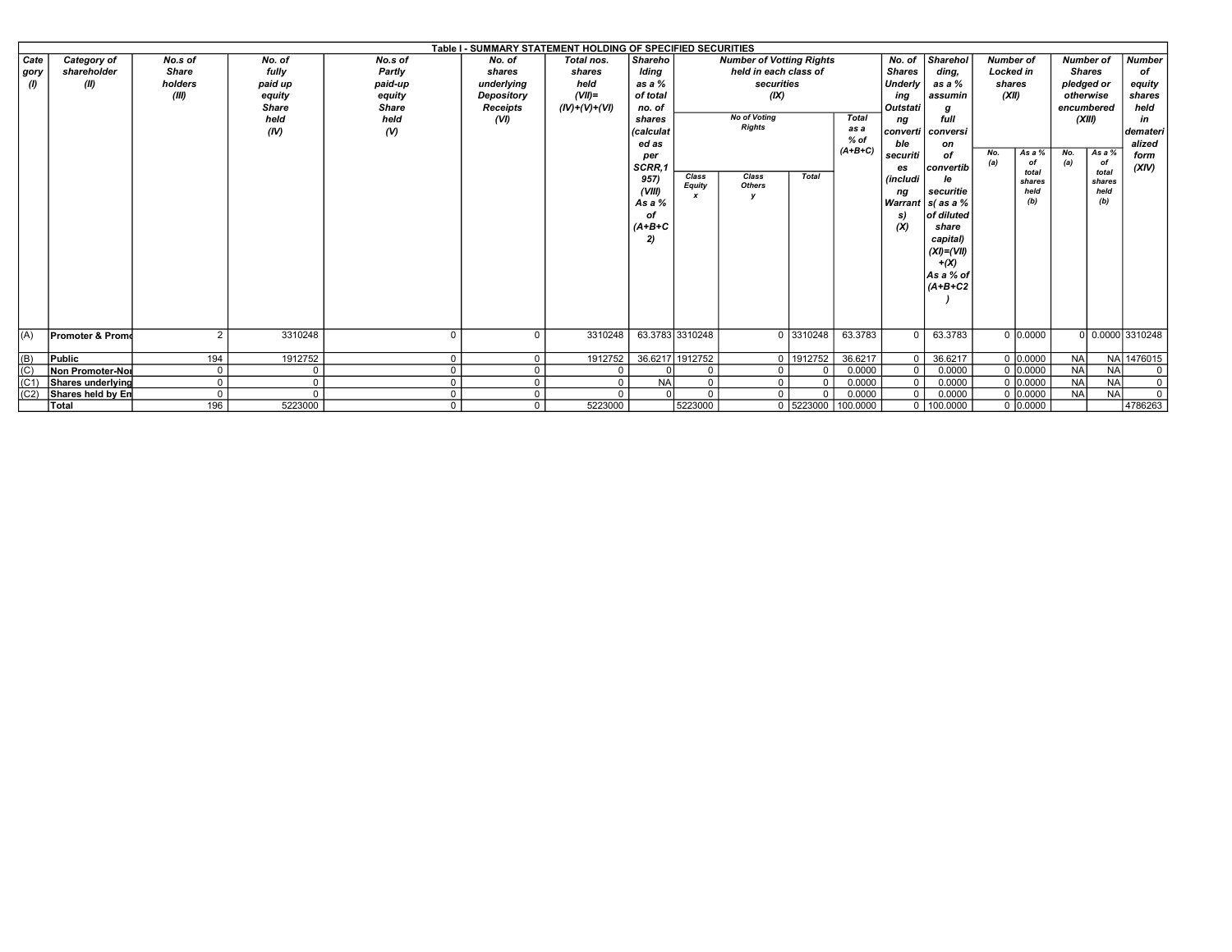## Table I - SUMMARY STATEMENT HOLDING OF SPECIFIED SECURITIES

| Category (I) | Category of shareholder (II) | No.s of Share holders (III) | No. of fully paid up equity Share held (IV) | No.s of Partly paid-up equity Share held (V) | No. of shares underlying Depository Receipts (VI) | Total nos. shares held (VII)= (IV)+(V)+(VI) | Shareholding as a % of total no. of shares (calculated as per SCRR,1957) (VIII) As a % of (A+B+C2) | Number of Votting Rights held in each class of securities (IX) | | | | No. of Shares Underlying Outstanting convertible securities (including Warrants) (X) | Shareholding, as a % assuming full conversion of convertible securities( as a % of diluted share capital) (XI)=(VII)+(X) As a % of (A+B+C2) | Number of Locked in shares (XII) | | Number of Shares pledged or otherwise encumbered (XIII) | | Number of equity shares held in dematerialized form (XIV) |
|---|---|---|---|---|---|---|---|---|---|---|---|---|---|---|---|---|---|---|
| | | | | | | | | No of Voting Rights | | | Total as a % of (A+B+C) | | | No. (a) | As a % of total shares held (b) | No. (a) | As a % of total shares held (b) | |
| | | | | | | | | Class Equity x | Class Others y | Total | | | | | | | | |
| (A) | Promoter & Promo | 2 | 3310248 | 0 | 0 | 3310248 | 63.3783 | 3310248 | 0 | 3310248 | 63.3783 | 0 | 63.3783 | 0 | 0.0000 | 0 | 0.0000 | 3310248 |
| (B) | Public | 194 | 1912752 | 0 | 0 | 1912752 | 36.6217 | 1912752 | 0 | 1912752 | 36.6217 | 0 | 36.6217 | 0 | 0.0000 | NA | NA | 1476015 |
| (C) | Non Promoter-Nor | 0 | 0 | 0 | 0 | 0 | 0 | 0 | 0 | 0 | 0.0000 | 0 | 0.0000 | 0 | 0.0000 | NA | NA | 0 |
| (C1) | Shares underlying | 0 | 0 | 0 | 0 | 0 | NA | 0 | 0 | 0 | 0.0000 | 0 | 0.0000 | 0 | 0.0000 | NA | NA | 0 |
| (C2) | Shares held by En | 0 | 0 | 0 | 0 | 0 | 0 | 0 | 0 | 0 | 0.0000 | 0 | 0.0000 | 0 | 0.0000 | NA | NA | 0 |
| | Total | 196 | 5223000 | 0 | 0 | 5223000 | | 5223000 | 0 | 5223000 | 100.0000 | 0 | 100.0000 | 0 | 0.0000 | | | 4786263 |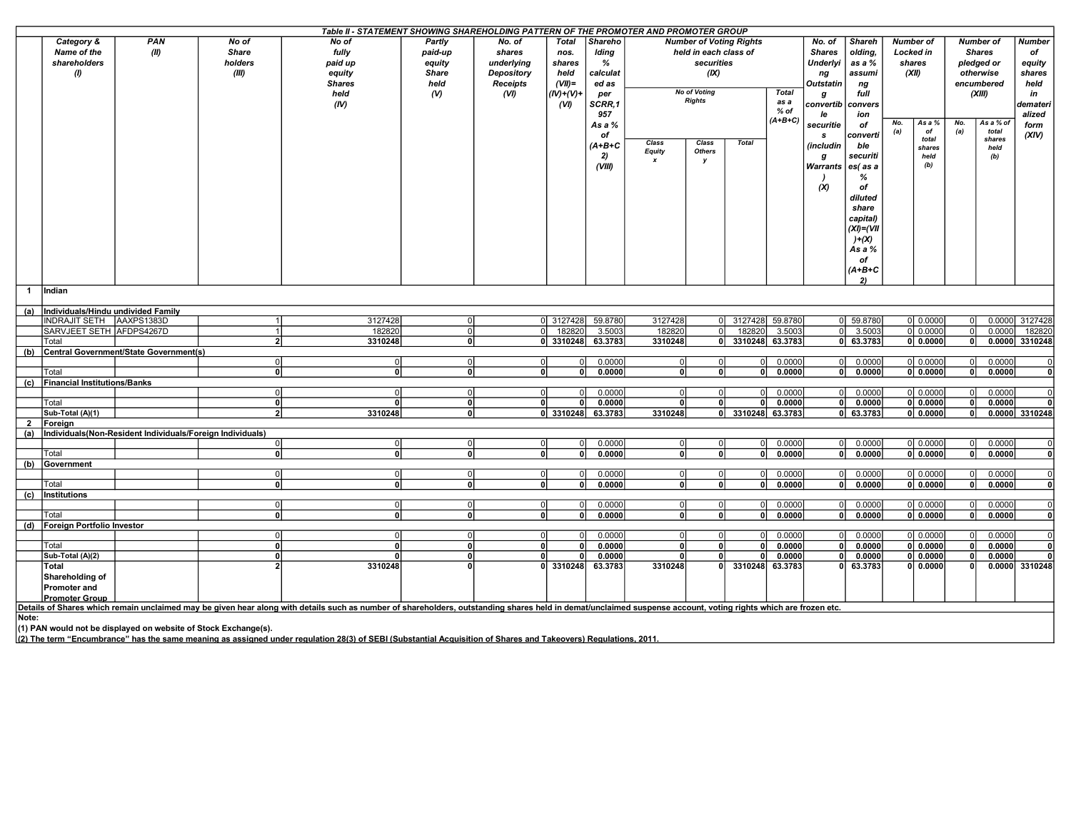## Table II - STATEMENT SHOWING SHAREHOLDING PATTERN OF THE PROMOTER AND PROMOTER GROUP

| | Category & Name of the shareholders (I) | PAN (II) | No of Share holders (III) | No of fully paid up equity Shares held (IV) | Partly paid-up equity Share held (V) | No. of shares underlying Depository Receipts (VI) | Total nos. shares held (VII)= (IV)+(V)+ (VI) | Shareholding % calculated as per SCRR,1957 As a % of (A+B+C2) (VIII) | Number of Voting Rights held in each class of securities (IX) | | | | No. of Shares Underlying Outstanting convertible securities (including Warrants) (X) | Shareholding, as a % assuming full conversion of convertible securities( as a % of diluted share capital) (XI)=(VII)+(X) As a % of (A+B+C2) | Number of Locked in shares (XII) | | Number of Shares pledged or otherwise encumbered (XIII) | | Number of equity shares held in dematerialized form (XIV) |
|---|---|---|---|---|---|---|---|---|---|---|---|---|---|---|---|---|---|---|---|
| | | | | | | | | | No of Voting Rights | | | Total as a % of (A+B+C) | | | | | | | |
| | | | | | | | | | Class Equity x | Class Others y | Total | | | | No. (a) | As a % of total shares held (b) | No. (a) | As a % of total shares held (b) | |
| 1 | Indian | | | | | | | | | | | | | | | | | | |
| (a) | Individuals/Hindu undivided Family | | | | | | | | | | | | | | | | | | |
| | INDRAJIT SETH | AAXPS1383D | 1 | 3127428 | 0 | 0 | 3127428 | 59.8780 | 3127428 | 0 | 3127428 | 59.8780 | 0 | 59.8780 | 0 | 0.0000 | 0 | 0.0000 | 3127428 |
| | SARVJEET SETH | AFDPS4267D | 1 | 182820 | 0 | 0 | 182820 | 3.5003 | 182820 | 0 | 182820 | 3.5003 | 0 | 3.5003 | 0 | 0.0000 | 0 | 0.0000 | 182820 |
| | Total | | **2** | **3310248** | **0** | **0** | **3310248** | **63.3783** | **3310248** | **0** | **3310248** | **63.3783** | **0** | **63.3783** | **0** | **0.0000** | **0** | **0.0000** | **3310248** |
| (b) | Central Government/State Government(s) | | | | | | | | | | | | | | | | | | |
| | | | 0 | 0 | 0 | 0 | 0 | 0.0000 | 0 | 0 | 0 | 0.0000 | 0 | 0.0000 | 0 | 0.0000 | 0 | 0.0000 | 0 |
| | Total | | **0** | **0** | **0** | **0** | **0** | **0.0000** | **0** | **0** | **0** | **0.0000** | **0** | **0.0000** | **0** | **0.0000** | **0** | **0.0000** | **0** |
| (c) | Financial Institutions/Banks | | | | | | | | | | | | | | | | | | |
| | | | 0 | 0 | 0 | 0 | 0 | 0.0000 | 0 | 0 | 0 | 0.0000 | 0 | 0.0000 | 0 | 0.0000 | 0 | 0.0000 | 0 |
| | Total | | **0** | **0** | **0** | **0** | **0** | **0.0000** | **0** | **0** | **0** | **0.0000** | **0** | **0.0000** | **0** | **0.0000** | **0** | **0.0000** | **0** |
| | Sub-Total (A)(1) | | **2** | **3310248** | **0** | **0** | **3310248** | **63.3783** | **3310248** | **0** | **3310248** | **63.3783** | **0** | **63.3783** | **0** | **0.0000** | **0** | **0.0000** | **3310248** |
| 2 | Foreign | | | | | | | | | | | | | | | | | | |
| (a) | Individuals(Non-Resident Individuals/Foreign Individuals) | | | | | | | | | | | | | | | | | | |
| | | | 0 | 0 | 0 | 0 | 0 | 0.0000 | 0 | 0 | 0 | 0.0000 | 0 | 0.0000 | 0 | 0.0000 | 0 | 0.0000 | 0 |
| | Total | | **0** | **0** | **0** | **0** | **0** | **0.0000** | **0** | **0** | **0** | **0.0000** | **0** | **0.0000** | **0** | **0.0000** | **0** | **0.0000** | **0** |
| (b) | Government | | | | | | | | | | | | | | | | | | |
| | | | 0 | 0 | 0 | 0 | 0 | 0.0000 | 0 | 0 | 0 | 0.0000 | 0 | 0.0000 | 0 | 0.0000 | 0 | 0.0000 | 0 |
| | Total | | **0** | **0** | **0** | **0** | **0** | **0.0000** | **0** | **0** | **0** | **0.0000** | **0** | **0.0000** | **0** | **0.0000** | **0** | **0.0000** | **0** |
| (c) | Institutions | | | | | | | | | | | | | | | | | | |
| | | | 0 | 0 | 0 | 0 | 0 | 0.0000 | 0 | 0 | 0 | 0.0000 | 0 | 0.0000 | 0 | 0.0000 | 0 | 0.0000 | 0 |
| | Total | | **0** | **0** | **0** | **0** | **0** | **0.0000** | **0** | **0** | **0** | **0.0000** | **0** | **0.0000** | **0** | **0.0000** | **0** | **0.0000** | **0** |
| (d) | Foreign Portfolio Investor | | | | | | | | | | | | | | | | | | |
| | | | 0 | 0 | 0 | 0 | 0 | 0.0000 | 0 | 0 | 0 | 0.0000 | 0 | 0.0000 | 0 | 0.0000 | 0 | 0.0000 | 0 |
| | Total | | **0** | **0** | **0** | **0** | **0** | **0.0000** | **0** | **0** | **0** | **0.0000** | **0** | **0.0000** | **0** | **0.0000** | **0** | **0.0000** | **0** |
| | Sub-Total (A)(2) | | **0** | **0** | **0** | **0** | **0** | **0.0000** | **0** | **0** | **0** | **0.0000** | **0** | **0.0000** | **0** | **0.0000** | **0** | **0.0000** | **0** |
| | **Total Shareholding of Promoter and Promoter Group** | | **2** | **3310248** | **0** | **0** | **3310248** | **63.3783** | **3310248** | **0** | **3310248** | **63.3783** | **0** | **63.3783** | **0** | **0.0000** | **0** | **0.0000** | **3310248** |

**Details of Shares which remain unclaimed may be given hear along with details such as number of shareholders, outstanding shares held in demat/unclaimed suspense account, voting rights which are frozen etc.**

**Note:**

**(1) PAN would not be displayed on website of Stock Exchange(s).**

**(2) The term "Encumbrance" has the same meaning as assigned under regulation 28(3) of SEBI (Substantial Acquisition of Shares and Takeovers) Regulations, 2011.**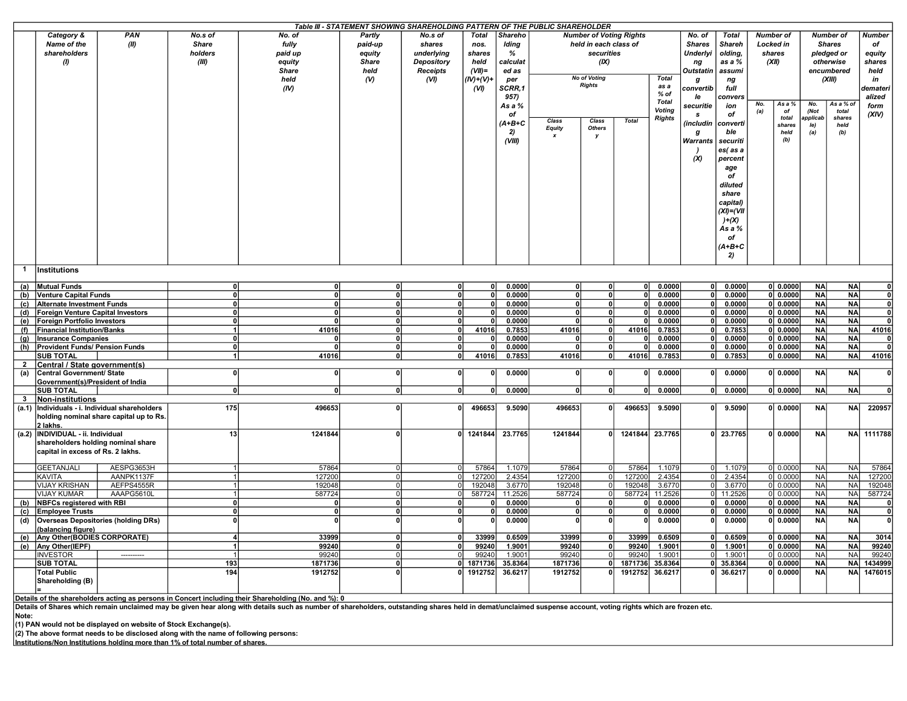**Table III - STATEMENT SHOWING SHAREHOLDING PATTERN OF THE PUBLIC SHAREHOLDER**

| | Category & Name of the shareholders (I) | PAN (II) | No.s of Share holders (III) | No. of fully paid up equity Share held (IV) | Partly paid-up equity Share held (V) | No.s of shares underlying Depository Receipts (VI) | Total nos. shares held (VII)= (IV)+(V)+ (VI) | Shareholding % calculated as per SCRR,1957) As a % of (A+B+C2) (VIII) | Number of Voting Rights held in each class of securities (IX) | | | | No. of Shares Underlying Outstanting convertible securities (including Warrants) (X) | Total Shareholding, as a % assuming full conversion of convertible securities( as a percentage of diluted share capital) (XI)=(VII)+(X) As a % of (A+B+C2) | Number of Locked in shares (XII) | | Number of Shares pledged or otherwise encumbered (XIII) | | Number of equity shares held in dematerialized form (XIV) |
|---|---|---|---|---|---|---|---|---|---|---|---|---|---|---|---|---|---|---|---|
| | | | | | | | | | No of Voting Rights | | | Total as a % of Total Voting Rights | | | No. (a) | As a % of total shares held (b) | No. (Not applicable) (a) | As a % of total shares held (b) | |
| | | | | | | | | | Class Equity x | Class Others y | Total | | | | | | | | |
| 1 | **Institutions** | | | | | | | | | | | | | | | | | | |
| (a) | Mutual Funds | | 0 | 0 | 0 | 0 | 0 | 0.0000 | 0 | 0 | 0 | 0.0000 | 0 | 0.0000 | 0 | 0.0000 | NA | NA | 0 |
| (b) | Venture Capital Funds | | 0 | 0 | 0 | 0 | 0 | 0.0000 | 0 | 0 | 0 | 0.0000 | 0 | 0.0000 | 0 | 0.0000 | NA | NA | 0 |
| (c) | Alternate Investment Funds | | 0 | 0 | 0 | 0 | 0 | 0.0000 | 0 | 0 | 0 | 0.0000 | 0 | 0.0000 | 0 | 0.0000 | NA | NA | 0 |
| (d) | Foreign Venture Capital Investors | | 0 | 0 | 0 | 0 | 0 | 0.0000 | 0 | 0 | 0 | 0.0000 | 0 | 0.0000 | 0 | 0.0000 | NA | NA | 0 |
| (e) | Foreign Portfolio Investors | | 0 | 0 | 0 | 0 | 0 | 0.0000 | 0 | 0 | 0 | 0.0000 | 0 | 0.0000 | 0 | 0.0000 | NA | NA | 0 |
| (f) | Financial Institution/Banks | | 1 | 41016 | 0 | 0 | 41016 | 0.7853 | 41016 | 0 | 41016 | 0.7853 | 0 | 0.7853 | 0 | 0.0000 | NA | NA | 41016 |
| (g) | Insurance Companies | | 0 | 0 | 0 | 0 | 0 | 0.0000 | 0 | 0 | 0 | 0.0000 | 0 | 0.0000 | 0 | 0.0000 | NA | NA | 0 |
| (h) | Provident Funds/ Pension Funds | | 0 | 0 | 0 | 0 | 0 | 0.0000 | 0 | 0 | 0 | 0.0000 | 0 | 0.0000 | 0 | 0.0000 | NA | NA | 0 |
| | SUB TOTAL | | 1 | 41016 | 0 | 0 | 41016 | 0.7853 | 41016 | 0 | 41016 | 0.7853 | 0 | 0.7853 | 0 | 0.0000 | NA | NA | 41016 |
| 2 | **Central / State government(s)** | | | | | | | | | | | | | | | | | | |
| (a) | Central Government/ State Government(s)/President of India | | 0 | 0 | 0 | 0 | 0 | 0.0000 | 0 | 0 | 0 | 0.0000 | 0 | 0.0000 | 0 | 0.0000 | NA | NA | 0 |
| | SUB TOTAL | | 0 | 0 | 0 | 0 | 0 | 0.0000 | 0 | 0 | 0 | 0.0000 | 0 | 0.0000 | 0 | 0.0000 | NA | NA | 0 |
| 3 | **Non-institutions** | | | | | | | | | | | | | | | | | | |
| (a.1) | Individuals - i. Individual shareholders holding nominal share capital up to Rs. 2 lakhs. | | 175 | 496653 | 0 | 0 | 496653 | 9.5090 | 496653 | 0 | 496653 | 9.5090 | 0 | 9.5090 | 0 | 0.0000 | NA | NA | 220957 |
| (a.2) | INDIVIDUAL - ii. Individual shareholders holding nominal share capital in excess of Rs. 2 lakhs. | | 13 | 1241844 | 0 | 0 | 1241844 | 23.7765 | 1241844 | 0 | 1241844 | 23.7765 | 0 | 23.7765 | 0 | 0.0000 | NA | NA | 1111788 |
| | GEETANJALI | AESPG3653H | 1 | 57864 | 0 | 0 | 57864 | 1.1079 | 57864 | 0 | 57864 | 1.1079 | 0 | 1.1079 | 0 | 0.0000 | NA | NA | 57864 |
| | KAVITA | AANPK1137F | 1 | 127200 | 0 | 0 | 127200 | 2.4354 | 127200 | 0 | 127200 | 2.4354 | 0 | 2.4354 | 0 | 0.0000 | NA | NA | 127200 |
| | VIJAY KRISHAN | AEFPS4555R | 1 | 192048 | 0 | 0 | 192048 | 3.6770 | 192048 | 0 | 192048 | 3.6770 | 0 | 3.6770 | 0 | 0.0000 | NA | NA | 192048 |
| | VIJAY KUMAR | AAAPG5610L | 1 | 587724 | 0 | 0 | 587724 | 11.2526 | 587724 | 0 | 587724 | 11.2526 | 0 | 11.2526 | 0 | 0.0000 | NA | NA | 587724 |
| (b) | NBFCs registered with RBI | | 0 | 0 | 0 | 0 | 0 | 0.0000 | 0 | 0 | 0 | 0.0000 | 0 | 0.0000 | 0 | 0.0000 | NA | NA | 0 |
| (c) | Employee Trusts | | 0 | 0 | 0 | 0 | 0 | 0.0000 | 0 | 0 | 0 | 0.0000 | 0 | 0.0000 | 0 | 0.0000 | NA | NA | 0 |
| (d) | Overseas Depositories (holding DRs) (balancing figure) | | 0 | 0 | 0 | 0 | 0 | 0.0000 | 0 | 0 | 0 | 0.0000 | 0 | 0.0000 | 0 | 0.0000 | NA | NA | 0 |
| (e) | Any Other(BODIES CORPORATE) | | 4 | 33999 | 0 | 0 | 33999 | 0.6509 | 33999 | 0 | 33999 | 0.6509 | 0 | 0.6509 | 0 | 0.0000 | NA | NA | 3014 |
| (e) | Any Other(IEPF) | | 1 | 99240 | 0 | 0 | 99240 | 1.9001 | 99240 | 0 | 99240 | 1.9001 | 0 | 1.9001 | 0 | 0.0000 | NA | NA | 99240 |
| | INVESTOR | ---------- | 1 | 99240 | 0 | 0 | 99240 | 1.9001 | 99240 | 0 | 99240 | 1.9001 | 0 | 1.9001 | 0 | 0.0000 | NA | NA | 99240 |
| | SUB TOTAL | | 193 | 1871736 | 0 | 0 | 1871736 | 35.8364 | 1871736 | 0 | 1871736 | 35.8364 | 0 | 35.8364 | 0 | 0.0000 | NA | NA | 1434999 |
| | Total Public Shareholding (B) = | | 194 | 1912752 | 0 | 0 | 1912752 | 36.6217 | 1912752 | 0 | 1912752 | 36.6217 | 0 | 36.6217 | 0 | 0.0000 | NA | NA | 1476015 |

Details of the shareholders acting as persons in Concert including their Shareholding (No. and %): 0

Details of Shares which remain unclaimed may be given hear along with details such as number of shareholders, outstanding shares held in demat/unclaimed suspense account, voting rights which are frozen etc.

Note:

(1) PAN would not be displayed on website of Stock Exchange(s).

(2) The above format needs to be disclosed along with the name of following persons:

Institutions/Non Institutions holding more than 1% of total number of shares.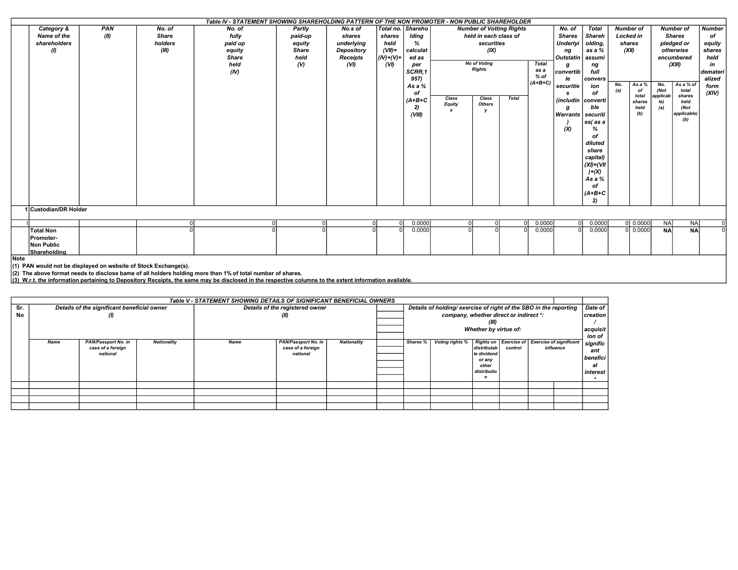### Table IV - STATEMENT SHOWING SHAREHOLDING PATTERN OF THE NON PROMOTER - NON PUBLIC SHAREHOLDER

| | Category & Name of the shareholders (I) | PAN (II) | No. of Share holders (III) | No. of fully paid up equity Share held (IV) | Partly paid-up equity Share held (V) | No.s of shares underlying Depository Receipts (VI) | Total no. shares held (VII)= (IV)+(V)+ (VI) | Shareholding % calculated as per SCRR,1957) As a % of (A+B+C2) (VIII) | Number of Votting Rights held in each class of securities (IX) | | | | No. of Shares Underlying Outstanting convertible securities (including Warrants) (X) | Total Shareholding, as a % assuming full conversion of convertible securities( as a % of diluted share capital) (XI)=(VII)+(X) As a % of (A+B+C2) | Number of Locked in shares (XII) | | Number of Shares pledged or otherwise encumbered (XIII) | | Number of equity shares held in dematerialized form (XIV) |
|---|---|---|---|---|---|---|---|---|---|---|---|---|---|---|---|---|---|---|---|
| | | | | | | | | | No of Voting Rights | | | Total as a % of (A+B+C) | | | | | | | |
| | | | | | | | | | Class Equity x | Class Others y | Total | | | | No. (a) | As a % of total shares held (b) | No. (Not applicable) (a) | As a % of total shares held (Not applicable) (b) | |
| 1 | Custodian/DR Holder | | | | | | | | | | | | | | | | | | |
| I | | | 0 | 0 | 0 | 0 | 0 | 0.0000 | 0 | 0 | 0 | 0.0000 | 0 | 0.0000 | 0 | 0.0000 | NA | NA | 0 |
| | Total Non Promoter- Non Public Shareholding | | 0 | 0 | 0 | 0 | 0 | 0.0000 | 0 | 0 | 0 | 0.0000 | 0 | 0.0000 | 0 | 0.0000 | NA | NA | 0 |

Note

(1) PAN would not be displayed on website of Stock Exchange(s).

(2) The above format needs to disclose bame of all holders holding more than 1% of total number of shares.

(3) W.r.t. the information pertaining to Depository Receipts, the same may be disclosed in the respective columns to the extent information available.

### Table V - STATEMENT SHOWING DETAILS OF SIGNIFICANT BENEFICIAL OWNERS

| Sr. No | Details of the significant beneficial owner (I) | | | Details of the registered owner (II) | | | | Details of holding/ exercise of right of the SBO in the reporting company, whether direct or indirect *: (III) Whether by virtue of: | | | | | Date of creation / acquisition of significant beneficial interest * |
|---|---|---|---|---|---|---|---|---|---|---|---|---|---|
| | Name | PAN/Passport No. in case of a foreign national | Nationality | Name | PAN/Passport No. in case of a foreign national | Nationality | | Shares % | Voting rights % | Rights on distributable dividend or any other distribution | Exercise of control | Exercise of significant influence | |
| | | | | | | | | | | | | | |
| | | | | | | | | | | | | | |
| | | | | | | | | | | | | | |
| | | | | | | | | | | | | | |